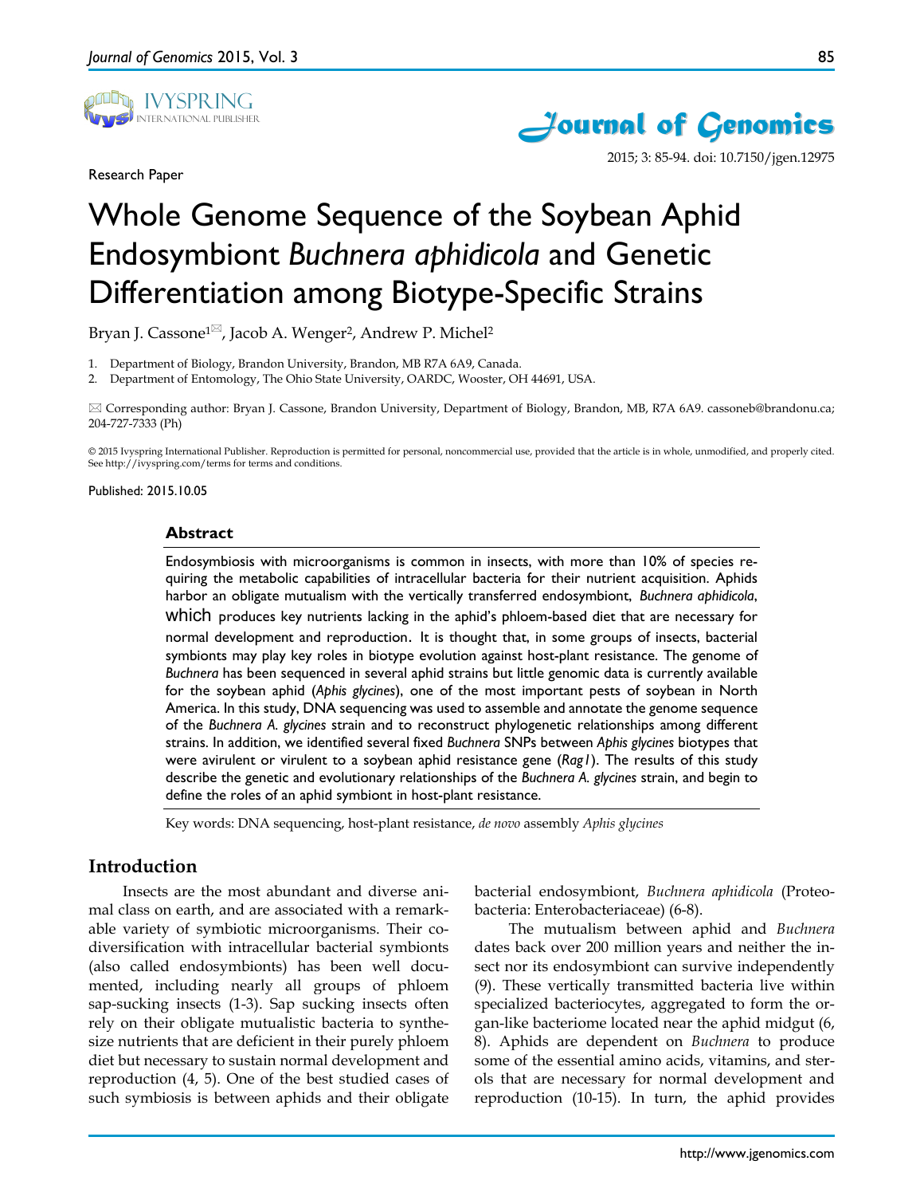Research Paper

# Whole Genome Sequence of the Soybean Aphid Endosymbiont *Buchnera aphidicola* and Genetic Differentiation among Biotype-Specific Strains

Bryan J. Cassone[1]✉, Jacob A. Wenger[2], Andrew P. Michel[2]

1. Department of Biology, Brandon University, Brandon, MB R7A 6A9, Canada.
2. Department of Entomology, The Ohio State University, OARDC, Wooster, OH 44691, USA.

✉ Corresponding author: Bryan J. Cassone, Brandon University, Department of Biology, Brandon, MB, R7A 6A9. cassoneb@brandonu.ca; 204-727-7333 (Ph)

© 2015 Ivyspring International Publisher. Reproduction is permitted for personal, noncommercial use, provided that the article is in whole, unmodified, and properly cited. See http://ivyspring.com/terms for terms and conditions.

Published: 2015.10.05

## Abstract

Endosymbiosis with microorganisms is common in insects, with more than 10% of species requiring the metabolic capabilities of intracellular bacteria for their nutrient acquisition. Aphids harbor an obligate mutualism with the vertically transferred endosymbiont, *Buchnera aphidicola*, which produces key nutrients lacking in the aphid's phloem-based diet that are necessary for normal development and reproduction. It is thought that, in some groups of insects, bacterial symbionts may play key roles in biotype evolution against host-plant resistance. The genome of *Buchnera* has been sequenced in several aphid strains but little genomic data is currently available for the soybean aphid (*Aphis glycines*), one of the most important pests of soybean in North America. In this study, DNA sequencing was used to assemble and annotate the genome sequence of the *Buchnera A. glycines* strain and to reconstruct phylogenetic relationships among different strains. In addition, we identified several fixed *Buchnera* SNPs between *Aphis glycines* biotypes that were avirulent or virulent to a soybean aphid resistance gene (*Rag1*). The results of this study describe the genetic and evolutionary relationships of the *Buchnera A. glycines* strain, and begin to define the roles of an aphid symbiont in host-plant resistance.

Key words: DNA sequencing, host-plant resistance, *de novo* assembly *Aphis glycines*

## Introduction

Insects are the most abundant and diverse animal class on earth, and are associated with a remarkable variety of symbiotic microorganisms. Their codiversification with intracellular bacterial symbionts (also called endosymbionts) has been well documented, including nearly all groups of phloem sap-sucking insects (1-3). Sap sucking insects often rely on their obligate mutualistic bacteria to synthesize nutrients that are deficient in their purely phloem diet but necessary to sustain normal development and reproduction (4, 5). One of the best studied cases of such symbiosis is between aphids and their obligate bacterial endosymbiont, *Buchnera aphidicola* (Proteobacteria: Enterobacteriaceae) (6-8).

The mutualism between aphid and *Buchnera* dates back over 200 million years and neither the insect nor its endosymbiont can survive independently (9). These vertically transmitted bacteria live within specialized bacteriocytes, aggregated to form the organ-like bacteriome located near the aphid midgut (6, 8). Aphids are dependent on *Buchnera* to produce some of the essential amino acids, vitamins, and sterols that are necessary for normal development and reproduction (10-15). In turn, the aphid provides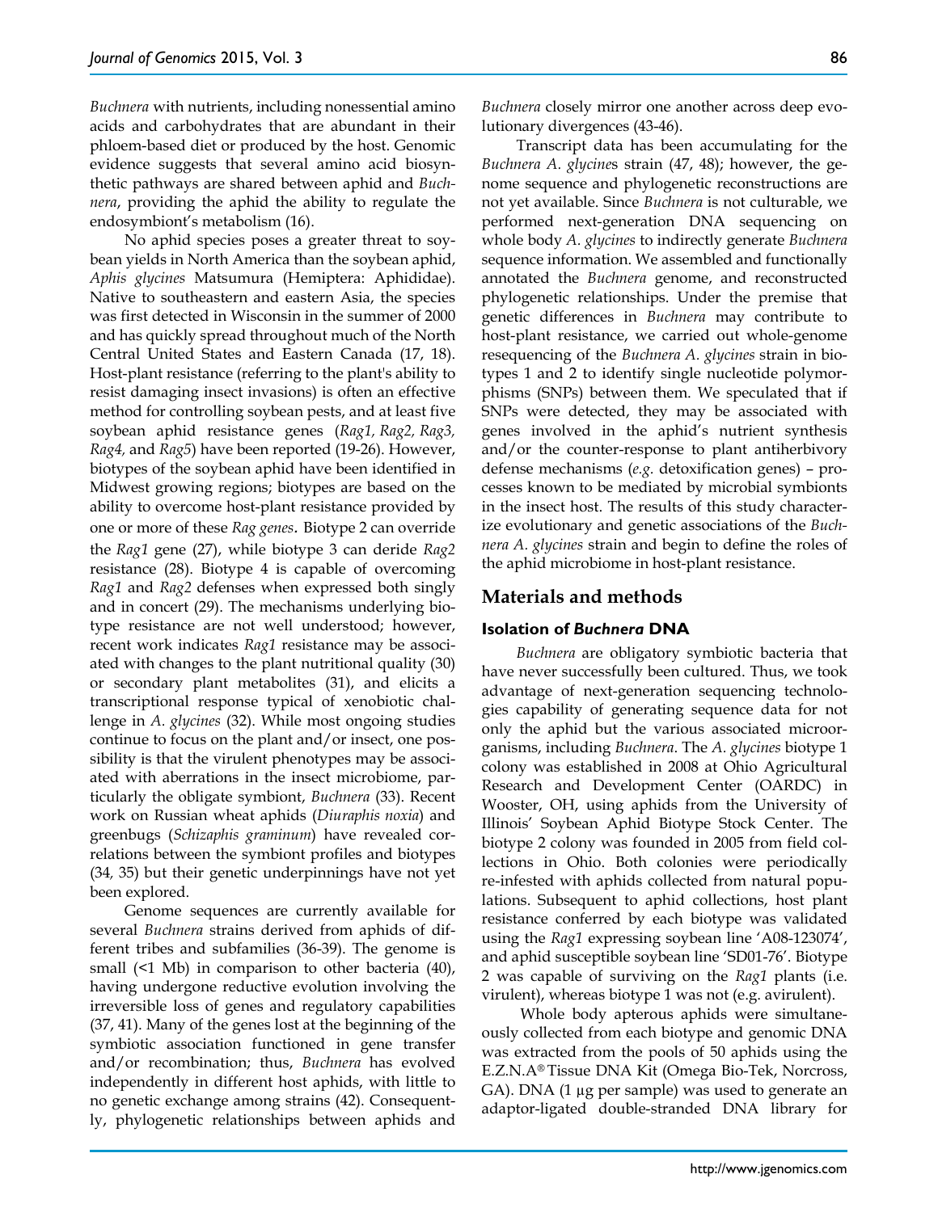*Buchnera* with nutrients, including nonessential amino acids and carbohydrates that are abundant in their phloem-based diet or produced by the host. Genomic evidence suggests that several amino acid biosynthetic pathways are shared between aphid and *Buchnera*, providing the aphid the ability to regulate the endosymbiont's metabolism (16).

No aphid species poses a greater threat to soybean yields in North America than the soybean aphid, *Aphis glycines* Matsumura (Hemiptera: Aphididae). Native to southeastern and eastern Asia, the species was first detected in Wisconsin in the summer of 2000 and has quickly spread throughout much of the North Central United States and Eastern Canada (17, 18). Host-plant resistance (referring to the plant's ability to resist damaging insect invasions) is often an effective method for controlling soybean pests, and at least five soybean aphid resistance genes (*Rag1, Rag2, Rag3, Rag4,* and *Rag5*) have been reported (19-26). However, biotypes of the soybean aphid have been identified in Midwest growing regions; biotypes are based on the ability to overcome host-plant resistance provided by one or more of these *Rag genes*. Biotype 2 can override the *Rag1* gene (27), while biotype 3 can deride *Rag2* resistance (28). Biotype 4 is capable of overcoming *Rag1* and *Rag2* defenses when expressed both singly and in concert (29). The mechanisms underlying biotype resistance are not well understood; however, recent work indicates *Rag1* resistance may be associated with changes to the plant nutritional quality (30) or secondary plant metabolites (31), and elicits a transcriptional response typical of xenobiotic challenge in *A. glycines* (32). While most ongoing studies continue to focus on the plant and/or insect, one possibility is that the virulent phenotypes may be associated with aberrations in the insect microbiome, particularly the obligate symbiont, *Buchnera* (33). Recent work on Russian wheat aphids (*Diuraphis noxia*) and greenbugs (*Schizaphis graminum*) have revealed correlations between the symbiont profiles and biotypes (34, 35) but their genetic underpinnings have not yet been explored.

Genome sequences are currently available for several *Buchnera* strains derived from aphids of different tribes and subfamilies (36-39). The genome is small (<1 Mb) in comparison to other bacteria (40), having undergone reductive evolution involving the irreversible loss of genes and regulatory capabilities (37, 41). Many of the genes lost at the beginning of the symbiotic association functioned in gene transfer and/or recombination; thus, *Buchnera* has evolved independently in different host aphids, with little to no genetic exchange among strains (42). Consequently, phylogenetic relationships between aphids and *Buchnera* closely mirror one another across deep evolutionary divergences (43-46).

Transcript data has been accumulating for the *Buchnera A. glycine*s strain (47, 48); however, the genome sequence and phylogenetic reconstructions are not yet available. Since *Buchnera* is not culturable, we performed next-generation DNA sequencing on whole body *A. glycines* to indirectly generate *Buchnera* sequence information. We assembled and functionally annotated the *Buchnera* genome, and reconstructed phylogenetic relationships. Under the premise that genetic differences in *Buchnera* may contribute to host-plant resistance, we carried out whole-genome resequencing of the *Buchnera A. glycines* strain in biotypes 1 and 2 to identify single nucleotide polymorphisms (SNPs) between them. We speculated that if SNPs were detected, they may be associated with genes involved in the aphid's nutrient synthesis and/or the counter-response to plant antiherbivory defense mechanisms (*e.g.* detoxification genes) – processes known to be mediated by microbial symbionts in the insect host. The results of this study characterize evolutionary and genetic associations of the *Buchnera A. glycines* strain and begin to define the roles of the aphid microbiome in host-plant resistance.

## Materials and methods

### Isolation of *Buchnera* DNA

*Buchnera* are obligatory symbiotic bacteria that have never successfully been cultured. Thus, we took advantage of next-generation sequencing technologies capability of generating sequence data for not only the aphid but the various associated microorganisms, including *Buchnera*. The *A. glycines* biotype 1 colony was established in 2008 at Ohio Agricultural Research and Development Center (OARDC) in Wooster, OH, using aphids from the University of Illinois' Soybean Aphid Biotype Stock Center. The biotype 2 colony was founded in 2005 from field collections in Ohio. Both colonies were periodically re-infested with aphids collected from natural populations. Subsequent to aphid collections, host plant resistance conferred by each biotype was validated using the *Rag1* expressing soybean line 'A08-123074', and aphid susceptible soybean line 'SD01-76'. Biotype 2 was capable of surviving on the *Rag1* plants (i.e. virulent), whereas biotype 1 was not (e.g. avirulent).

Whole body apterous aphids were simultaneously collected from each biotype and genomic DNA was extracted from the pools of 50 aphids using the E.Z.N.A® Tissue DNA Kit (Omega Bio-Tek, Norcross, GA). DNA (1 µg per sample) was used to generate an adaptor-ligated double-stranded DNA library for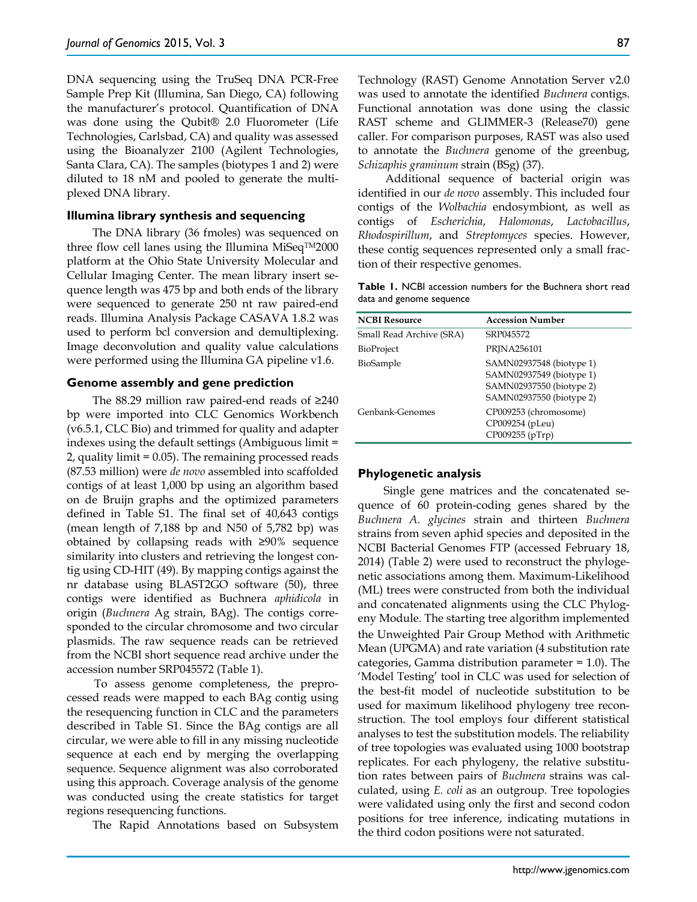DNA sequencing using the TruSeq DNA PCR-Free Sample Prep Kit (Illumina, San Diego, CA) following the manufacturer's protocol. Quantification of DNA was done using the Qubit® 2.0 Fluorometer (Life Technologies, Carlsbad, CA) and quality was assessed using the Bioanalyzer 2100 (Agilent Technologies, Santa Clara, CA). The samples (biotypes 1 and 2) were diluted to 18 nM and pooled to generate the multiplexed DNA library.

### Illumina library synthesis and sequencing

The DNA library (36 fmoles) was sequenced on three flow cell lanes using the Illumina MiSeq™2000 platform at the Ohio State University Molecular and Cellular Imaging Center. The mean library insert sequence length was 475 bp and both ends of the library were sequenced to generate 250 nt raw paired-end reads. Illumina Analysis Package CASAVA 1.8.2 was used to perform bcl conversion and demultiplexing. Image deconvolution and quality value calculations were performed using the Illumina GA pipeline v1.6.

### Genome assembly and gene prediction

The 88.29 million raw paired-end reads of ≥240 bp were imported into CLC Genomics Workbench (v6.5.1, CLC Bio) and trimmed for quality and adapter indexes using the default settings (Ambiguous limit = 2, quality limit = 0.05). The remaining processed reads (87.53 million) were *de novo* assembled into scaffolded contigs of at least 1,000 bp using an algorithm based on de Bruijn graphs and the optimized parameters defined in Table S1. The final set of 40,643 contigs (mean length of 7,188 bp and N50 of 5,782 bp) was obtained by collapsing reads with ≥90% sequence similarity into clusters and retrieving the longest contig using CD-HIT (49). By mapping contigs against the nr database using BLAST2GO software (50), three contigs were identified as Buchnera *aphidicola* in origin (*Buchnera* Ag strain, BAg). The contigs corresponded to the circular chromosome and two circular plasmids. The raw sequence reads can be retrieved from the NCBI short sequence read archive under the accession number SRP045572 (Table 1).

To assess genome completeness, the preprocessed reads were mapped to each BAg contig using the resequencing function in CLC and the parameters described in Table S1. Since the BAg contigs are all circular, we were able to fill in any missing nucleotide sequence at each end by merging the overlapping sequence. Sequence alignment was also corroborated using this approach. Coverage analysis of the genome was conducted using the create statistics for target regions resequencing functions.

The Rapid Annotations based on Subsystem Technology (RAST) Genome Annotation Server v2.0 was used to annotate the identified *Buchnera* contigs. Functional annotation was done using the classic RAST scheme and GLIMMER-3 (Release70) gene caller. For comparison purposes, RAST was also used to annotate the *Buchnera* genome of the greenbug, *Schizaphis graminum* strain (BSg) (37).

Additional sequence of bacterial origin was identified in our *de novo* assembly. This included four contigs of the *Wolbachia* endosymbiont, as well as contigs of *Escherichia*, *Halomonas*, *Lactobacillus*, *Rhodospirillum*, and *Streptomyces* species. However, these contig sequences represented only a small fraction of their respective genomes.

**Table 1.** NCBI accession numbers for the Buchnera short read data and genome sequence

| NCBI Resource | Accession Number |
|---|---|
| Small Read Archive (SRA) | SRP045572 |
| BioProject | PRJNA256101 |
| BioSample | SAMN02937548 (biotype 1)<br>SAMN02937549 (biotype 1)<br>SAMN02937550 (biotype 2)<br>SAMN02937550 (biotype 2) |
| Genbank-Genomes | CP009253 (chromosome)<br>CP009254 (pLeu)<br>CP009255 (pTrp) |

### Phylogenetic analysis

Single gene matrices and the concatenated sequence of 60 protein-coding genes shared by the *Buchnera A. glycines* strain and thirteen *Buchnera* strains from seven aphid species and deposited in the NCBI Bacterial Genomes FTP (accessed February 18, 2014) (Table 2) were used to reconstruct the phylogenetic associations among them. Maximum-Likelihood (ML) trees were constructed from both the individual and concatenated alignments using the CLC Phylogeny Module. The starting tree algorithm implemented the Unweighted Pair Group Method with Arithmetic Mean (UPGMA) and rate variation (4 substitution rate categories, Gamma distribution parameter = 1.0). The 'Model Testing' tool in CLC was used for selection of the best-fit model of nucleotide substitution to be used for maximum likelihood phylogeny tree reconstruction. The tool employs four different statistical analyses to test the substitution models. The reliability of tree topologies was evaluated using 1000 bootstrap replicates. For each phylogeny, the relative substitution rates between pairs of *Buchnera* strains was calculated, using *E. coli* as an outgroup. Tree topologies were validated using only the first and second codon positions for tree inference, indicating mutations in the third codon positions were not saturated.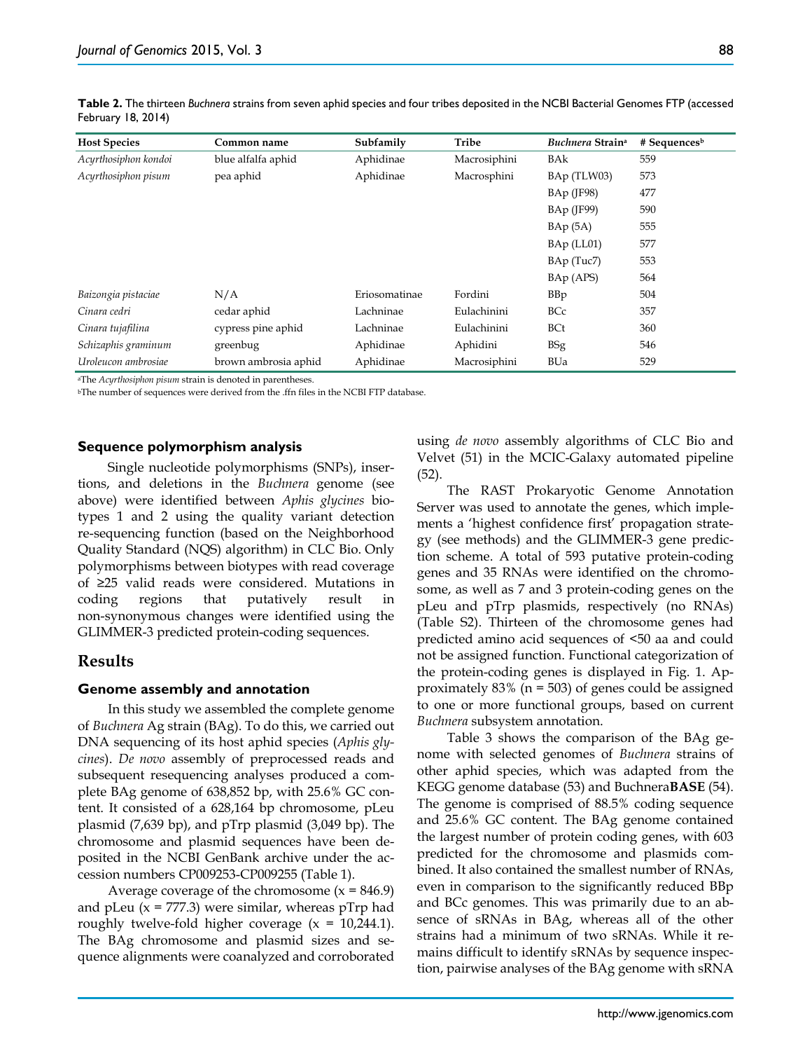**Table 2.** The thirteen *Buchnera* strains from seven aphid species and four tribes deposited in the NCBI Bacterial Genomes FTP (accessed February 18, 2014)

| Host Species | Common name | Subfamily | Tribe | *Buchnera* Strain[a] | # Sequences[b] |
|---|---|---|---|---|---|
| *Acyrthosiphon kondoi* | blue alfalfa aphid | Aphidinae | Macrosiphini | BAk | 559 |
| *Acyrthosiphon pisum* | pea aphid | Aphidinae | Macrosphini | BAp (TLW03) | 573 |
| | | | | BAp (JF98) | 477 |
| | | | | BAp (JF99) | 590 |
| | | | | BAp (5A) | 555 |
| | | | | BAp (LL01) | 577 |
| | | | | BAp (Tuc7) | 553 |
| | | | | BAp (APS) | 564 |
| *Baizongia pistaciae* | N/A | Eriosomatinae | Fordini | BBp | 504 |
| *Cinara cedri* | cedar aphid | Lachninae | Eulachinini | BCc | 357 |
| *Cinara tujafilina* | cypress pine aphid | Lachninae | Eulachinini | BCt | 360 |
| *Schizaphis graminum* | greenbug | Aphidinae | Aphidini | BSg | 546 |
| *Uroleucon ambrosiae* | brown ambrosia aphid | Aphidinae | Macrosiphini | BUa | 529 |

[a]The *Acyrthosiphon pisum* strain is denoted in parentheses.
[b]The number of sequences were derived from the .ffn files in the NCBI FTP database.

### Sequence polymorphism analysis

Single nucleotide polymorphisms (SNPs), insertions, and deletions in the *Buchnera* genome (see above) were identified between *Aphis glycines* biotypes 1 and 2 using the quality variant detection re-sequencing function (based on the Neighborhood Quality Standard (NQS) algorithm) in CLC Bio. Only polymorphisms between biotypes with read coverage of ≥25 valid reads were considered. Mutations in coding regions that putatively result in non-synonymous changes were identified using the GLIMMER-3 predicted protein-coding sequences.

## Results

### Genome assembly and annotation

In this study we assembled the complete genome of *Buchnera* Ag strain (BAg). To do this, we carried out DNA sequencing of its host aphid species (*Aphis glycines*). *De novo* assembly of preprocessed reads and subsequent resequencing analyses produced a complete BAg genome of 638,852 bp, with 25.6% GC content. It consisted of a 628,164 bp chromosome, pLeu plasmid (7,639 bp), and pTrp plasmid (3,049 bp). The chromosome and plasmid sequences have been deposited in the NCBI GenBank archive under the accession numbers CP009253-CP009255 (Table 1).

Average coverage of the chromosome ($x = 846.9$) and pLeu ($x = 777.3$) were similar, whereas pTrp had roughly twelve-fold higher coverage ($x = 10{,}244.1$). The BAg chromosome and plasmid sizes and sequence alignments were coanalyzed and corroborated using *de novo* assembly algorithms of CLC Bio and Velvet (51) in the MCIC-Galaxy automated pipeline (52).

The RAST Prokaryotic Genome Annotation Server was used to annotate the genes, which implements a 'highest confidence first' propagation strategy (see methods) and the GLIMMER-3 gene prediction scheme. A total of 593 putative protein-coding genes and 35 RNAs were identified on the chromosome, as well as 7 and 3 protein-coding genes on the pLeu and pTrp plasmids, respectively (no RNAs) (Table S2). Thirteen of the chromosome genes had predicted amino acid sequences of <50 aa and could not be assigned function. Functional categorization of the protein-coding genes is displayed in Fig. 1. Approximately 83% (n = 503) of genes could be assigned to one or more functional groups, based on current *Buchnera* subsystem annotation.

Table 3 shows the comparison of the BAg genome with selected genomes of *Buchnera* strains of other aphid species, which was adapted from the KEGG genome database (53) and Buchnera**BASE** (54). The genome is comprised of 88.5% coding sequence and 25.6% GC content. The BAg genome contained the largest number of protein coding genes, with 603 predicted for the chromosome and plasmids combined. It also contained the smallest number of RNAs, even in comparison to the significantly reduced BBp and BCc genomes. This was primarily due to an absence of sRNAs in BAg, whereas all of the other strains had a minimum of two sRNAs. While it remains difficult to identify sRNAs by sequence inspection, pairwise analyses of the BAg genome with sRNA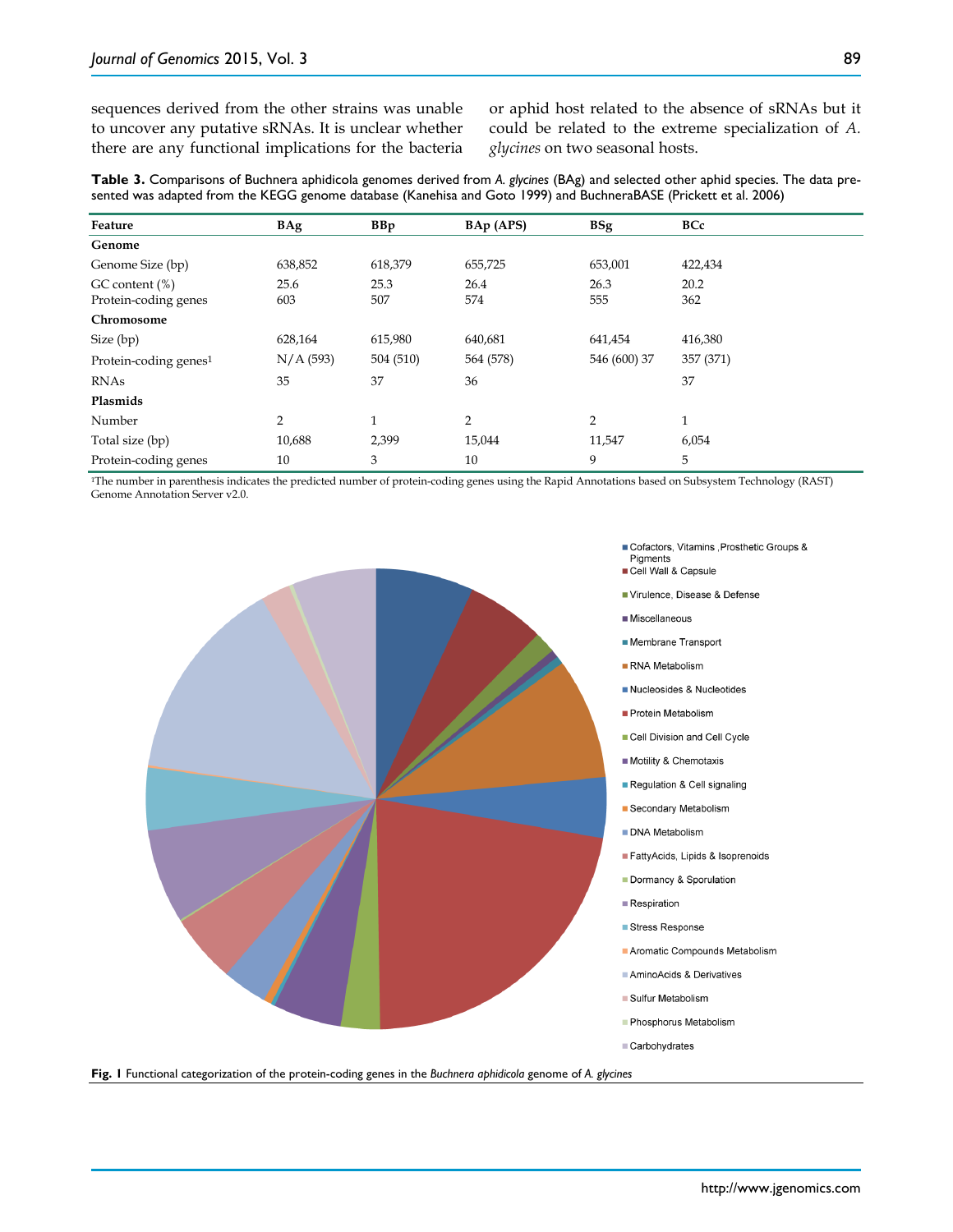sequences derived from the other strains was unable to uncover any putative sRNAs. It is unclear whether there are any functional implications for the bacteria or aphid host related to the absence of sRNAs but it could be related to the extreme specialization of *A. glycines* on two seasonal hosts.

**Table 3.** Comparisons of Buchnera aphidicola genomes derived from *A. glycines* (BAg) and selected other aphid species. The data presented was adapted from the KEGG genome database (Kanehisa and Goto 1999) and BuchneraBASE (Prickett et al. 2006)

| Feature | BAg | BBp | BAp (APS) | BSg | BCc |
|---|---|---|---|---|---|
| **Genome** | | | | | |
| Genome Size (bp) | 638,852 | 618,379 | 655,725 | 653,001 | 422,434 |
| GC content (%) | 25.6 | 25.3 | 26.4 | 26.3 | 20.2 |
| Protein-coding genes | 603 | 507 | 574 | 555 | 362 |
| **Chromosome** | | | | | |
| Size (bp) | 628,164 | 615,980 | 640,681 | 641,454 | 416,380 |
| Protein-coding genes[1] | N/A (593) | 504 (510) | 564 (578) | 546 (600) 37 | 357 (371) |
| RNAs | 35 | 37 | 36 | | 37 |
| **Plasmids** | | | | | |
| Number | 2 | 1 | 2 | 2 | 1 |
| Total size (bp) | 10,688 | 2,399 | 15,044 | 11,547 | 6,054 |
| Protein-coding genes | 10 | 3 | 10 | 9 | 5 |

[1]The number in parenthesis indicates the predicted number of protein-coding genes using the Rapid Annotations based on Subsystem Technology (RAST) Genome Annotation Server v2.0.

**Fig. 1** Functional categorization of the protein-coding genes in the *Buchnera aphidicola* genome of *A. glycines*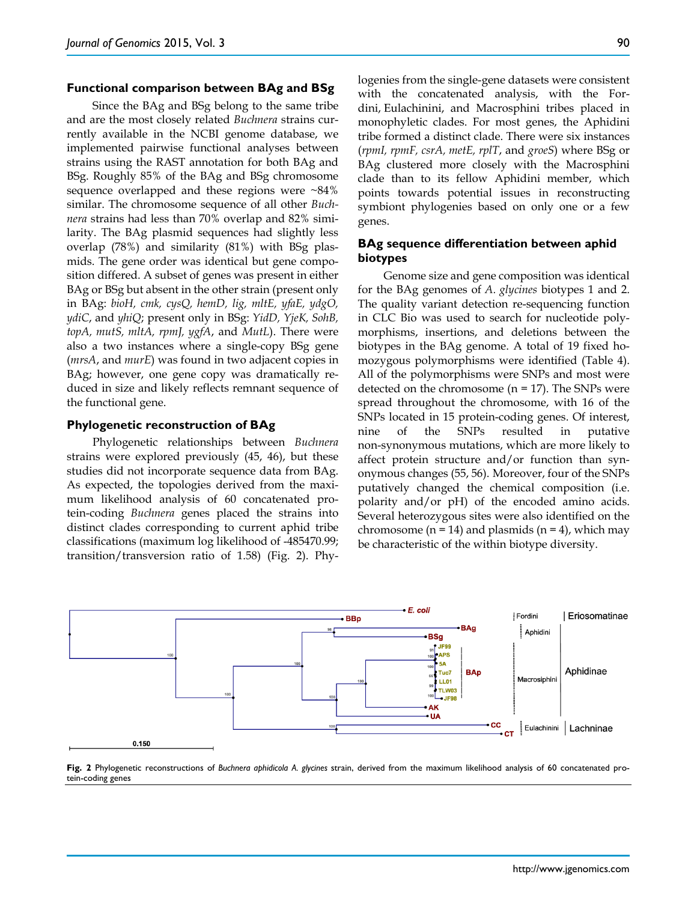### Functional comparison between BAg and BSg

Since the BAg and BSg belong to the same tribe and are the most closely related *Buchnera* strains currently available in the NCBI genome database, we implemented pairwise functional analyses between strains using the RAST annotation for both BAg and BSg. Roughly 85% of the BAg and BSg chromosome sequence overlapped and these regions were ~84% similar. The chromosome sequence of all other *Buchnera* strains had less than 70% overlap and 82% similarity. The BAg plasmid sequences had slightly less overlap (78%) and similarity (81%) with BSg plasmids. The gene order was identical but gene composition differed. A subset of genes was present in either BAg or BSg but absent in the other strain (present only in BAg: *bioH, cmk, cysQ, hemD, lig, mltE, yfaE, ydgO, ydiC*, and *yhiQ*; present only in BSg: *YidD, YjeK, SohB, topA, mutS, mltA, rpmJ, ygfA*, and *MutL*). There were also a two instances where a single-copy BSg gene (*mrsA*, and *murE*) was found in two adjacent copies in BAg; however, one gene copy was dramatically reduced in size and likely reflects remnant sequence of the functional gene.

### Phylogenetic reconstruction of BAg

Phylogenetic relationships between *Buchnera* strains were explored previously (45, 46), but these studies did not incorporate sequence data from BAg. As expected, the topologies derived from the maximum likelihood analysis of 60 concatenated protein-coding *Buchnera* genes placed the strains into distinct clades corresponding to current aphid tribe classifications (maximum log likelihood of -485470.99; transition/transversion ratio of 1.58) (Fig. 2). Phylogenies from the single-gene datasets were consistent with the concatenated analysis, with the Fordini, Eulachinini, and Macrosphini tribes placed in monophyletic clades. For most genes, the Aphidini tribe formed a distinct clade. There were six instances (*rpmI, rpmF, csrA, metE, rplT*, and *groeS*) where BSg or BAg clustered more closely with the Macrosphini clade than to its fellow Aphidini member, which points towards potential issues in reconstructing symbiont phylogenies based on only one or a few genes.

### BAg sequence differentiation between aphid biotypes

Genome size and gene composition was identical for the BAg genomes of *A. glycines* biotypes 1 and 2. The quality variant detection re-sequencing function in CLC Bio was used to search for nucleotide polymorphisms, insertions, and deletions between the biotypes in the BAg genome. A total of 19 fixed homozygous polymorphisms were identified (Table 4). All of the polymorphisms were SNPs and most were detected on the chromosome (n = 17). The SNPs were spread throughout the chromosome, with 16 of the SNPs located in 15 protein-coding genes. Of interest, nine of the SNPs resulted in putative non-synonymous mutations, which are more likely to affect protein structure and/or function than synonymous changes (55, 56). Moreover, four of the SNPs putatively changed the chemical composition (i.e. polarity and/or pH) of the encoded amino acids. Several heterozygous sites were also identified on the chromosome (n = 14) and plasmids (n = 4), which may be characteristic of the within biotype diversity.

**Fig. 2** Phylogenetic reconstructions of *Buchnera aphidicola A. glycines* strain, derived from the maximum likelihood analysis of 60 concatenated protein-coding genes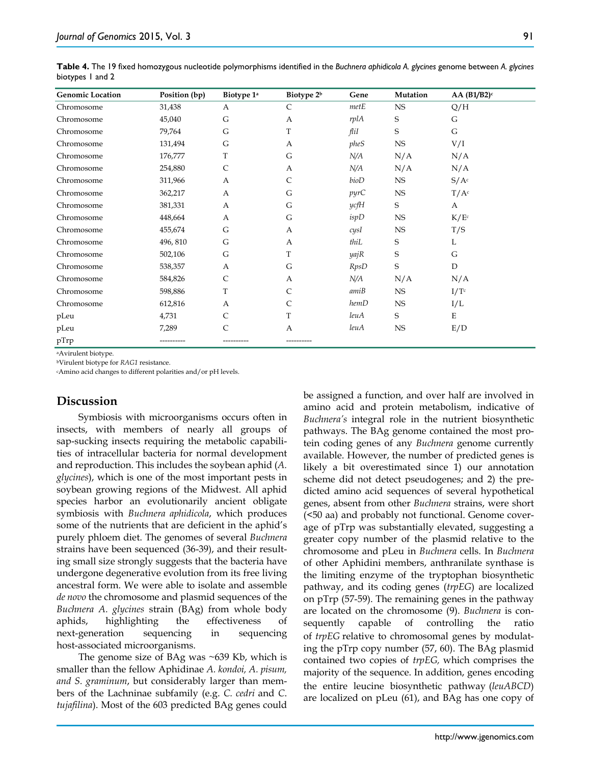**Table 4.** The 19 fixed homozygous nucleotide polymorphisms identified in the *Buchnera aphidicola A. glycines* genome between *A. glycines* biotypes 1 and 2

| Genomic Location | Position (bp) | Biotype 1[a] | Biotype 2[b] | Gene | Mutation | AA (B1/B2)[c] |
|---|---|---|---|---|---|---|
| Chromosome | 31,438 | A | C | *metE* | NS | Q/H |
| Chromosome | 45,040 | G | A | *rplA* | S | G |
| Chromosome | 79,764 | G | T | *fliI* | S | G |
| Chromosome | 131,494 | G | A | *pheS* | NS | V/I |
| Chromosome | 176,777 | T | G | *N/A* | N/A | N/A |
| Chromosome | 254,880 | C | A | *N/A* | N/A | N/A |
| Chromosome | 311,966 | A | C | *bioD* | NS | S/A[c] |
| Chromosome | 362,217 | A | G | *pyrC* | NS | T/A[c] |
| Chromosome | 381,331 | A | G | *ycfH* | S | A |
| Chromosome | 448,664 | A | G | *ispD* | NS | K/E[c] |
| Chromosome | 455,674 | G | A | *cysI* | NS | T/S |
| Chromosome | 496, 810 | G | A | *thiL* | S | L |
| Chromosome | 502,106 | G | T | *yajR* | S | G |
| Chromosome | 538,357 | A | G | *RpsD* | S | D |
| Chromosome | 584,826 | C | A | *N/A* | N/A | N/A |
| Chromosome | 598,886 | T | C | *amiB* | NS | I/T[c] |
| Chromosome | 612,816 | A | C | *hemD* | NS | I/L |
| pLeu | 4,731 | C | T | *leuA* | S | E |
| pLeu | 7,289 | C | A | *leuA* | NS | E/D |
| pTrp | ---------- | ---------- | ---------- | | | |

[a]Avirulent biotype.
[b]Virulent biotype for *RAG1* resistance.
[c]Amino acid changes to different polarities and/or pH levels.

## Discussion

Symbiosis with microorganisms occurs often in insects, with members of nearly all groups of sap-sucking insects requiring the metabolic capabilities of intracellular bacteria for normal development and reproduction. This includes the soybean aphid (*A. glycines*), which is one of the most important pests in soybean growing regions of the Midwest. All aphid species harbor an evolutionarily ancient obligate symbiosis with *Buchnera aphidicola*, which produces some of the nutrients that are deficient in the aphid's purely phloem diet. The genomes of several *Buchnera* strains have been sequenced (36-39), and their resulting small size strongly suggests that the bacteria have undergone degenerative evolution from its free living ancestral form. We were able to isolate and assemble *de novo* the chromosome and plasmid sequences of the *Buchnera A. glycines* strain (BAg) from whole body aphids, highlighting the effectiveness of next-generation sequencing in sequencing host-associated microorganisms.

The genome size of BAg was ~639 Kb, which is smaller than the fellow Aphidinae *A. kondoi, A. pisum, and S. graminum*, but considerably larger than members of the Lachninae subfamily (e.g. *C. cedri* and *C. tujafilina*). Most of the 603 predicted BAg genes could be assigned a function, and over half are involved in amino acid and protein metabolism, indicative of *Buchnera's* integral role in the nutrient biosynthetic pathways. The BAg genome contained the most protein coding genes of any *Buchnera* genome currently available. However, the number of predicted genes is likely a bit overestimated since 1) our annotation scheme did not detect pseudogenes; and 2) the predicted amino acid sequences of several hypothetical genes, absent from other *Buchnera* strains, were short (<50 aa) and probably not functional. Genome coverage of pTrp was substantially elevated, suggesting a greater copy number of the plasmid relative to the chromosome and pLeu in *Buchnera* cells. In *Buchnera* of other Aphidini members, anthranilate synthase is the limiting enzyme of the tryptophan biosynthetic pathway, and its coding genes (*trpEG*) are localized on pTrp (57-59). The remaining genes in the pathway are located on the chromosome (9). *Buchnera* is consequently capable of controlling the ratio of *trpEG* relative to chromosomal genes by modulating the pTrp copy number (57, 60). The BAg plasmid contained two copies of *trpEG,* which comprises the majority of the sequence. In addition, genes encoding the entire leucine biosynthetic pathway (*leuABCD*) are localized on pLeu (61), and BAg has one copy of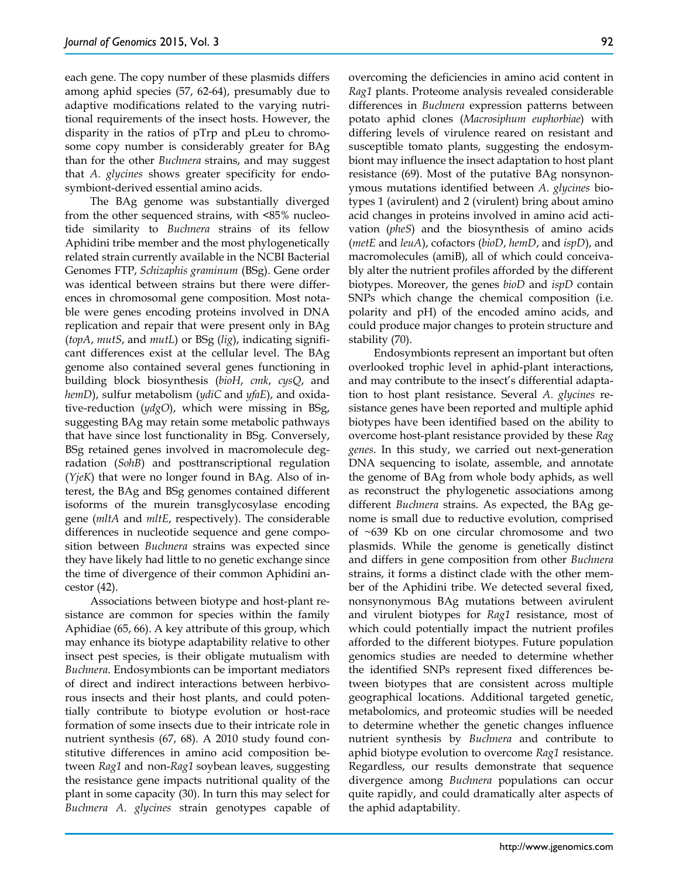each gene. The copy number of these plasmids differs among aphid species (57, 62-64), presumably due to adaptive modifications related to the varying nutritional requirements of the insect hosts. However, the disparity in the ratios of pTrp and pLeu to chromosome copy number is considerably greater for BAg than for the other *Buchnera* strains, and may suggest that *A. glycines* shows greater specificity for endosymbiont-derived essential amino acids.

The BAg genome was substantially diverged from the other sequenced strains, with <85% nucleotide similarity to *Buchnera* strains of its fellow Aphidini tribe member and the most phylogenetically related strain currently available in the NCBI Bacterial Genomes FTP, *Schizaphis graminum* (BSg). Gene order was identical between strains but there were differences in chromosomal gene composition. Most notable were genes encoding proteins involved in DNA replication and repair that were present only in BAg (*topA*, *mutS*, and *mutL*) or BSg (*lig*), indicating significant differences exist at the cellular level. The BAg genome also contained several genes functioning in building block biosynthesis (*bioH*, *cmk*, *cysQ*, and *hemD*), sulfur metabolism (*ydiC* and *yfaE*), and oxidative-reduction (*ydgO*), which were missing in BSg, suggesting BAg may retain some metabolic pathways that have since lost functionality in BSg. Conversely, BSg retained genes involved in macromolecule degradation (*SohB*) and posttranscriptional regulation (*YjeK*) that were no longer found in BAg. Also of interest, the BAg and BSg genomes contained different isoforms of the murein transglycosylase encoding gene (*mltA* and *mltE*, respectively). The considerable differences in nucleotide sequence and gene composition between *Buchnera* strains was expected since they have likely had little to no genetic exchange since the time of divergence of their common Aphidini ancestor (42).

Associations between biotype and host-plant resistance are common for species within the family Aphidiae (65, 66). A key attribute of this group, which may enhance its biotype adaptability relative to other insect pest species, is their obligate mutualism with *Buchnera*. Endosymbionts can be important mediators of direct and indirect interactions between herbivorous insects and their host plants, and could potentially contribute to biotype evolution or host-race formation of some insects due to their intricate role in nutrient synthesis (67, 68). A 2010 study found constitutive differences in amino acid composition between *Rag1* and non-*Rag1* soybean leaves, suggesting the resistance gene impacts nutritional quality of the plant in some capacity (30). In turn this may select for *Buchnera A. glycines* strain genotypes capable of overcoming the deficiencies in amino acid content in *Rag1* plants. Proteome analysis revealed considerable differences in *Buchnera* expression patterns between potato aphid clones (*Macrosiphum euphorbiae*) with differing levels of virulence reared on resistant and susceptible tomato plants, suggesting the endosymbiont may influence the insect adaptation to host plant resistance (69). Most of the putative BAg nonsynonymous mutations identified between *A. glycines* biotypes 1 (avirulent) and 2 (virulent) bring about amino acid changes in proteins involved in amino acid activation (*pheS*) and the biosynthesis of amino acids (*metE* and *leuA*), cofactors (*bioD*, *hemD*, and *ispD*), and macromolecules (amiB), all of which could conceivably alter the nutrient profiles afforded by the different biotypes. Moreover, the genes *bioD* and *ispD* contain SNPs which change the chemical composition (i.e. polarity and pH) of the encoded amino acids, and could produce major changes to protein structure and stability (70).

Endosymbionts represent an important but often overlooked trophic level in aphid-plant interactions, and may contribute to the insect's differential adaptation to host plant resistance. Several *A. glycines* resistance genes have been reported and multiple aphid biotypes have been identified based on the ability to overcome host-plant resistance provided by these *Rag genes*. In this study, we carried out next-generation DNA sequencing to isolate, assemble, and annotate the genome of BAg from whole body aphids, as well as reconstruct the phylogenetic associations among different *Buchnera* strains. As expected, the BAg genome is small due to reductive evolution, comprised of ~639 Kb on one circular chromosome and two plasmids. While the genome is genetically distinct and differs in gene composition from other *Buchnera* strains, it forms a distinct clade with the other member of the Aphidini tribe. We detected several fixed, nonsynonymous BAg mutations between avirulent and virulent biotypes for *Rag1* resistance, most of which could potentially impact the nutrient profiles afforded to the different biotypes. Future population genomics studies are needed to determine whether the identified SNPs represent fixed differences between biotypes that are consistent across multiple geographical locations. Additional targeted genetic, metabolomics, and proteomic studies will be needed to determine whether the genetic changes influence nutrient synthesis by *Buchnera* and contribute to aphid biotype evolution to overcome *Rag1* resistance. Regardless, our results demonstrate that sequence divergence among *Buchnera* populations can occur quite rapidly, and could dramatically alter aspects of the aphid adaptability.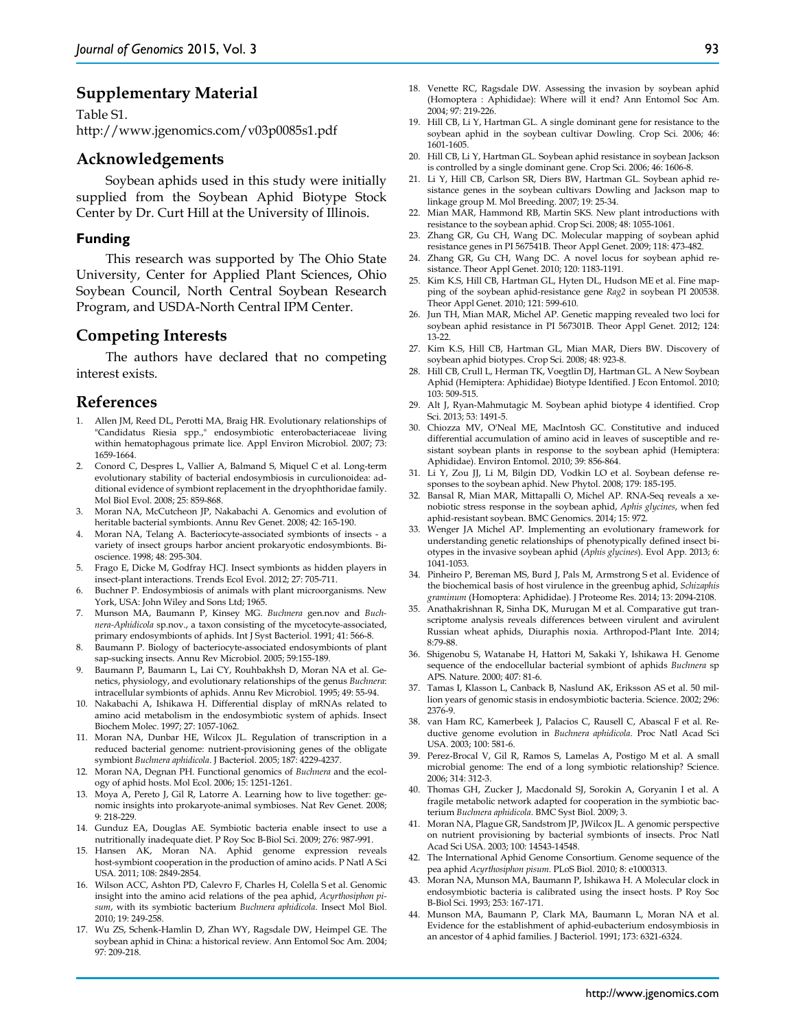## Supplementary Material

Table S1.
http://www.jgenomics.com/v03p0085s1.pdf

## Acknowledgements

Soybean aphids used in this study were initially supplied from the Soybean Aphid Biotype Stock Center by Dr. Curt Hill at the University of Illinois.

### Funding

This research was supported by The Ohio State University, Center for Applied Plant Sciences, Ohio Soybean Council, North Central Soybean Research Program, and USDA-North Central IPM Center.

## Competing Interests

The authors have declared that no competing interest exists.

## References

1. Allen JM, Reed DL, Perotti MA, Braig HR. Evolutionary relationships of "Candidatus Riesia spp.," endosymbiotic enterobacteriaceae living within hematophagous primate lice. Appl Environ Microbiol. 2007; 73: 1659-1664.
2. Conord C, Despres L, Vallier A, Balmand S, Miquel C et al. Long-term evolutionary stability of bacterial endosymbiosis in curculionoidea: additional evidence of symbiont replacement in the dryophthoridae family. Mol Biol Evol. 2008; 25: 859-868.
3. Moran NA, McCutcheon JP, Nakabachi A. Genomics and evolution of heritable bacterial symbionts. Annu Rev Genet. 2008; 42: 165-190.
4. Moran NA, Telang A. Bacteriocyte-associated symbionts of insects - a variety of insect groups harbor ancient prokaryotic endosymbionts. Bioscience. 1998; 48: 295-304.
5. Frago E, Dicke M, Godfray HCJ. Insect symbionts as hidden players in insect-plant interactions. Trends Ecol Evol. 2012; 27: 705-711.
6. Buchner P. Endosymbiosis of animals with plant microorganisms. New York, USA: John Wiley and Sons Ltd; 1965.
7. Munson MA, Baumann P, Kinsey MG. *Buchnera* gen.nov and *Buchnera-Aphidicola* sp.nov., a taxon consisting of the mycetocyte-associated, primary endosymbionts of aphids. Int J Syst Bacteriol. 1991; 41: 566-8.
8. Baumann P. Biology of bacteriocyte-associated endosymbionts of plant sap-sucking insects. Annu Rev Microbiol. 2005; 59:155-189.
9. Baumann P, Baumann L, Lai CY, Rouhbakhsh D, Moran NA et al. Genetics, physiology, and evolutionary relationships of the genus *Buchnera*: intracellular symbionts of aphids. Annu Rev Microbiol. 1995; 49: 55-94.
10. Nakabachi A, Ishikawa H. Differential display of mRNAs related to amino acid metabolism in the endosymbiotic system of aphids. Insect Biochem Molec. 1997; 27: 1057-1062.
11. Moran NA, Dunbar HE, Wilcox JL. Regulation of transcription in a reduced bacterial genome: nutrient-provisioning genes of the obligate symbiont *Buchnera aphidicola*. J Bacteriol. 2005; 187: 4229-4237.
12. Moran NA, Degnan PH. Functional genomics of *Buchnera* and the ecology of aphid hosts. Mol Ecol. 2006; 15: 1251-1261.
13. Moya A, Pereto J, Gil R, Latorre A. Learning how to live together: genomic insights into prokaryote-animal symbioses. Nat Rev Genet. 2008; 9: 218-229.
14. Gunduz EA, Douglas AE. Symbiotic bacteria enable insect to use a nutritionally inadequate diet. P Roy Soc B-Biol Sci. 2009; 276: 987-991.
15. Hansen AK, Moran NA. Aphid genome expression reveals host-symbiont cooperation in the production of amino acids. P Natl A Sci USA. 2011; 108: 2849-2854.
16. Wilson ACC, Ashton PD, Calevro F, Charles H, Colella S et al. Genomic insight into the amino acid relations of the pea aphid, *Acyrthosiphon pisum*, with its symbiotic bacterium *Buchnera aphidicola*. Insect Mol Biol. 2010; 19: 249-258.
17. Wu ZS, Schenk-Hamlin D, Zhan WY, Ragsdale DW, Heimpel GE. The soybean aphid in China: a historical review. Ann Entomol Soc Am. 2004; 97: 209-218.
18. Venette RC, Ragsdale DW. Assessing the invasion by soybean aphid (Homoptera : Aphididae): Where will it end? Ann Entomol Soc Am. 2004; 97: 219-226.
19. Hill CB, Li Y, Hartman GL. A single dominant gene for resistance to the soybean aphid in the soybean cultivar Dowling. Crop Sci. 2006; 46: 1601-1605.
20. Hill CB, Li Y, Hartman GL. Soybean aphid resistance in soybean Jackson is controlled by a single dominant gene. Crop Sci. 2006; 46: 1606-8.
21. Li Y, Hill CB, Carlson SR, Diers BW, Hartman GL. Soybean aphid resistance genes in the soybean cultivars Dowling and Jackson map to linkage group M. Mol Breeding. 2007; 19: 25-34.
22. Mian MAR, Hammond RB, Martin SKS. New plant introductions with resistance to the soybean aphid. Crop Sci. 2008; 48: 1055-1061.
23. Zhang GR, Gu CH, Wang DC. Molecular mapping of soybean aphid resistance genes in PI 567541B. Theor Appl Genet. 2009; 118: 473-482.
24. Zhang GR, Gu CH, Wang DC. A novel locus for soybean aphid resistance. Theor Appl Genet. 2010; 120: 1183-1191.
25. Kim K.S, Hill CB, Hartman GL, Hyten DL, Hudson ME et al. Fine mapping of the soybean aphid-resistance gene *Rag2* in soybean PI 200538. Theor Appl Genet. 2010; 121: 599-610.
26. Jun TH, Mian MAR, Michel AP. Genetic mapping revealed two loci for soybean aphid resistance in PI 567301B. Theor Appl Genet. 2012; 124: 13-22.
27. Kim K.S, Hill CB, Hartman GL, Mian MAR, Diers BW. Discovery of soybean aphid biotypes. Crop Sci. 2008; 48: 923-8.
28. Hill CB, Crull L, Herman TK, Voegtlin DJ, Hartman GL. A New Soybean Aphid (Hemiptera: Aphididae) Biotype Identified. J Econ Entomol. 2010; 103: 509-515.
29. Alt J, Ryan-Mahmutagic M. Soybean aphid biotype 4 identified. Crop Sci. 2013; 53: 1491-5.
30. Chiozza MV, O'Neal ME, MacIntosh GC. Constitutive and induced differential accumulation of amino acid in leaves of susceptible and resistant soybean plants in response to the soybean aphid (Hemiptera: Aphididae). Environ Entomol. 2010; 39: 856-864.
31. Li Y, Zou JJ, Li M, Bilgin DD, Vodkin LO et al. Soybean defense responses to the soybean aphid. New Phytol. 2008; 179: 185-195.
32. Bansal R, Mian MAR, Mittapalli O, Michel AP. RNA-Seq reveals a xenobiotic stress response in the soybean aphid, *Aphis glycines*, when fed aphid-resistant soybean. BMC Genomics. 2014; 15: 972.
33. Wenger JA Michel AP. Implementing an evolutionary framework for understanding genetic relationships of phenotypically defined insect biotypes in the invasive soybean aphid (*Aphis glycines*). Evol App. 2013; 6: 1041-1053.
34. Pinheiro P, Bereman MS, Burd J, Pals M, Armstrong S et al. Evidence of the biochemical basis of host virulence in the greenbug aphid, *Schizaphis graminum* (Homoptera: Aphididae). J Proteome Res. 2014; 13: 2094-2108.
35. Anathakrishnan R, Sinha DK, Murugan M et al. Comparative gut transcriptome analysis reveals differences between virulent and avirulent Russian wheat aphids, Diuraphis noxia. Arthropod-Plant Inte. 2014; 8:79-88.
36. Shigenobu S, Watanabe H, Hattori M, Sakaki Y, Ishikawa H. Genome sequence of the endocellular bacterial symbiont of aphids *Buchnera* sp APS. Nature. 2000; 407: 81-6.
37. Tamas I, Klasson L, Canback B, Naslund AK, Eriksson AS et al. 50 million years of genomic stasis in endosymbiotic bacteria. Science. 2002; 296: 2376-9.
38. van Ham RC, Kamerbeek J, Palacios C, Rausell C, Abascal F et al. Reductive genome evolution in *Buchnera aphidicola*. Proc Natl Acad Sci USA. 2003; 100: 581-6.
39. Perez-Brocal V, Gil R, Ramos S, Lamelas A, Postigo M et al. A small microbial genome: The end of a long symbiotic relationship? Science. 2006; 314: 312-3.
40. Thomas GH, Zucker J, Macdonald SJ, Sorokin A, Goryanin I et al. A fragile metabolic network adapted for cooperation in the symbiotic bacterium *Buchnera aphidicola*. BMC Syst Biol. 2009; 3.
41. Moran NA, Plague GR, Sandstrom JP, JWilcox JL. A genomic perspective on nutrient provisioning by bacterial symbionts of insects. Proc Natl Acad Sci USA. 2003; 100: 14543-14548.
42. The International Aphid Genome Consortium. Genome sequence of the pea aphid *Acyrthosiphon pisum*. PLoS Biol. 2010; 8: e1000313.
43. Moran NA, Munson MA, Baumann P, Ishikawa H. A Molecular clock in endosymbiotic bacteria is calibrated using the insect hosts. P Roy Soc B-Biol Sci. 1993; 253: 167-171.
44. Munson MA, Baumann P, Clark MA, Baumann L, Moran NA et al. Evidence for the establishment of aphid-eubacterium endosymbiosis in an ancestor of 4 aphid families. J Bacteriol. 1991; 173: 6321-6324.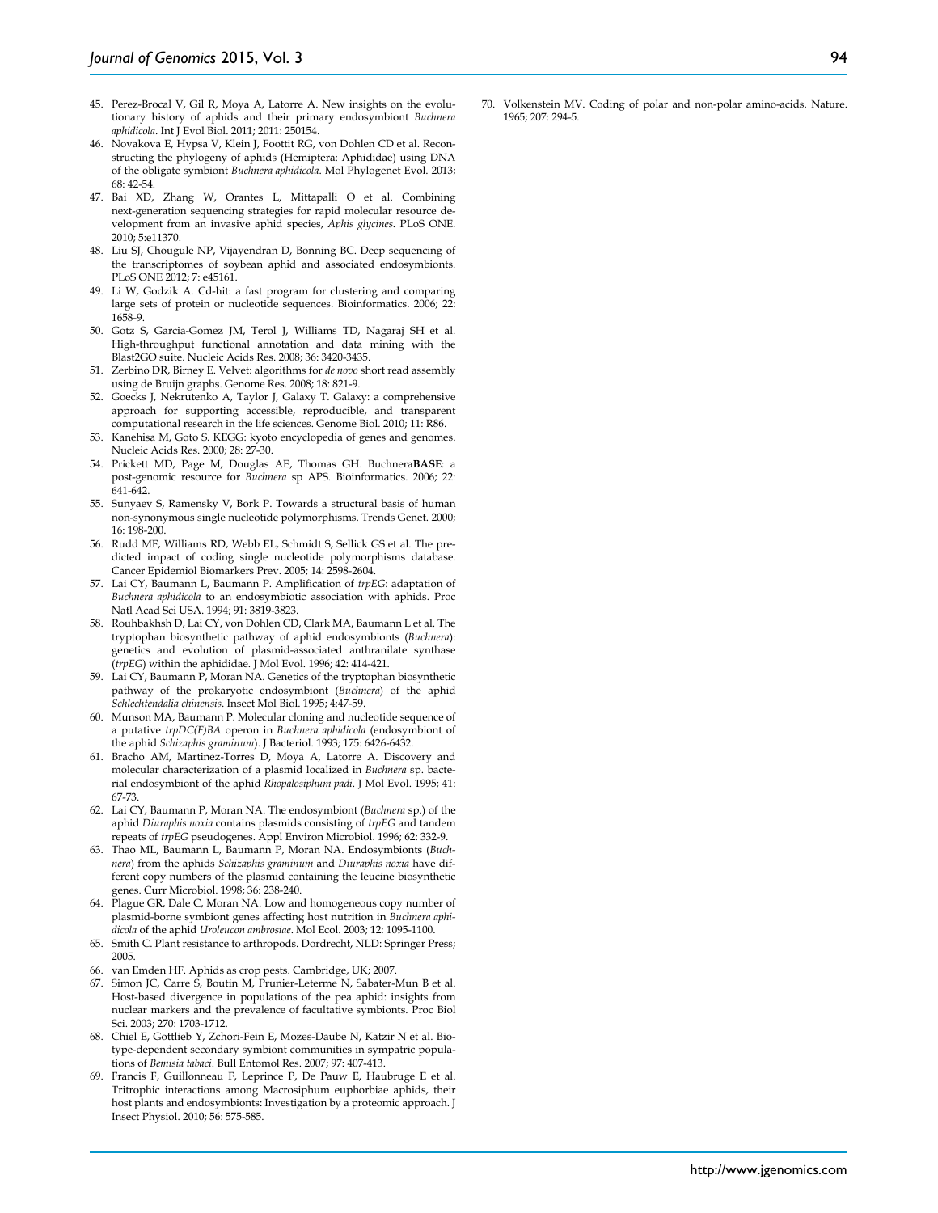45. Perez-Brocal V, Gil R, Moya A, Latorre A. New insights on the evolutionary history of aphids and their primary endosymbiont *Buchnera aphidicola*. Int J Evol Biol. 2011; 2011: 250154.
46. Novakova E, Hypsa V, Klein J, Foottit RG, von Dohlen CD et al. Reconstructing the phylogeny of aphids (Hemiptera: Aphididae) using DNA of the obligate symbiont *Buchnera aphidicola*. Mol Phylogenet Evol. 2013; 68: 42-54.
47. Bai XD, Zhang W, Orantes L, Mittapalli O et al. Combining next-generation sequencing strategies for rapid molecular resource development from an invasive aphid species, *Aphis glycines*. PLoS ONE. 2010; 5:e11370.
48. Liu SJ, Chougule NP, Vijayendran D, Bonning BC. Deep sequencing of the transcriptomes of soybean aphid and associated endosymbionts. PLoS ONE 2012; 7: e45161.
49. Li W, Godzik A. Cd-hit: a fast program for clustering and comparing large sets of protein or nucleotide sequences. Bioinformatics. 2006; 22: 1658-9.
50. Gotz S, Garcia-Gomez JM, Terol J, Williams TD, Nagaraj SH et al. High-throughput functional annotation and data mining with the Blast2GO suite. Nucleic Acids Res. 2008; 36: 3420-3435.
51. Zerbino DR, Birney E. Velvet: algorithms for *de novo* short read assembly using de Bruijn graphs. Genome Res. 2008; 18: 821-9.
52. Goecks J, Nekrutenko A, Taylor J, Galaxy T. Galaxy: a comprehensive approach for supporting accessible, reproducible, and transparent computational research in the life sciences. Genome Biol. 2010; 11: R86.
53. Kanehisa M, Goto S. KEGG: kyoto encyclopedia of genes and genomes. Nucleic Acids Res. 2000; 28: 27-30.
54. Prickett MD, Page M, Douglas AE, Thomas GH. Buchnera**BASE**: a post-genomic resource for *Buchnera* sp APS. Bioinformatics. 2006; 22: 641-642.
55. Sunyaev S, Ramensky V, Bork P. Towards a structural basis of human non-synonymous single nucleotide polymorphisms. Trends Genet. 2000; 16: 198-200.
56. Rudd MF, Williams RD, Webb EL, Schmidt S, Sellick GS et al. The predicted impact of coding single nucleotide polymorphisms database. Cancer Epidemiol Biomarkers Prev. 2005; 14: 2598-2604.
57. Lai CY, Baumann L, Baumann P. Amplification of *trpEG*: adaptation of *Buchnera aphidicola* to an endosymbiotic association with aphids. Proc Natl Acad Sci USA. 1994; 91: 3819-3823.
58. Rouhbakhsh D, Lai CY, von Dohlen CD, Clark MA, Baumann L et al. The tryptophan biosynthetic pathway of aphid endosymbionts (*Buchnera*): genetics and evolution of plasmid-associated anthranilate synthase (*trpEG*) within the aphididae. J Mol Evol. 1996; 42: 414-421.
59. Lai CY, Baumann P, Moran NA. Genetics of the tryptophan biosynthetic pathway of the prokaryotic endosymbiont (*Buchnera*) of the aphid *Schlechtendalia chinensis*. Insect Mol Biol. 1995; 4:47-59.
60. Munson MA, Baumann P. Molecular cloning and nucleotide sequence of a putative *trpDC(F)BA* operon in *Buchnera aphidicola* (endosymbiont of the aphid *Schizaphis graminum*). J Bacteriol. 1993; 175: 6426-6432.
61. Bracho AM, Martinez-Torres D, Moya A, Latorre A. Discovery and molecular characterization of a plasmid localized in *Buchnera* sp. bacterial endosymbiont of the aphid *Rhopalosiphum padi*. J Mol Evol. 1995; 41: 67-73.
62. Lai CY, Baumann P, Moran NA. The endosymbiont (*Buchnera* sp.) of the aphid *Diuraphis noxia* contains plasmids consisting of *trpEG* and tandem repeats of *trpEG* pseudogenes. Appl Environ Microbiol. 1996; 62: 332-9.
63. Thao ML, Baumann L, Baumann P, Moran NA. Endosymbionts (*Buchnera*) from the aphids *Schizaphis graminum* and *Diuraphis noxia* have different copy numbers of the plasmid containing the leucine biosynthetic genes. Curr Microbiol. 1998; 36: 238-240.
64. Plague GR, Dale C, Moran NA. Low and homogeneous copy number of plasmid-borne symbiont genes affecting host nutrition in *Buchnera aphidicola* of the aphid *Uroleucon ambrosiae*. Mol Ecol. 2003; 12: 1095-1100.
65. Smith C. Plant resistance to arthropods. Dordrecht, NLD: Springer Press; 2005.
66. van Emden HF. Aphids as crop pests. Cambridge, UK; 2007.
67. Simon JC, Carre S, Boutin M, Prunier-Leterme N, Sabater-Mun B et al. Host-based divergence in populations of the pea aphid: insights from nuclear markers and the prevalence of facultative symbionts. Proc Biol Sci. 2003; 270: 1703-1712.
68. Chiel E, Gottlieb Y, Zchori-Fein E, Mozes-Daube N, Katzir N et al. Biotype-dependent secondary symbiont communities in sympatric populations of *Bemisia tabaci*. Bull Entomol Res. 2007; 97: 407-413.
69. Francis F, Guillonneau F, Leprince P, De Pauw E, Haubruge E et al. Tritrophic interactions among Macrosiphum euphorbiae aphids, their host plants and endosymbionts: Investigation by a proteomic approach. J Insect Physiol. 2010; 56: 575-585.
70. Volkenstein MV. Coding of polar and non-polar amino-acids. Nature. 1965; 207: 294-5.